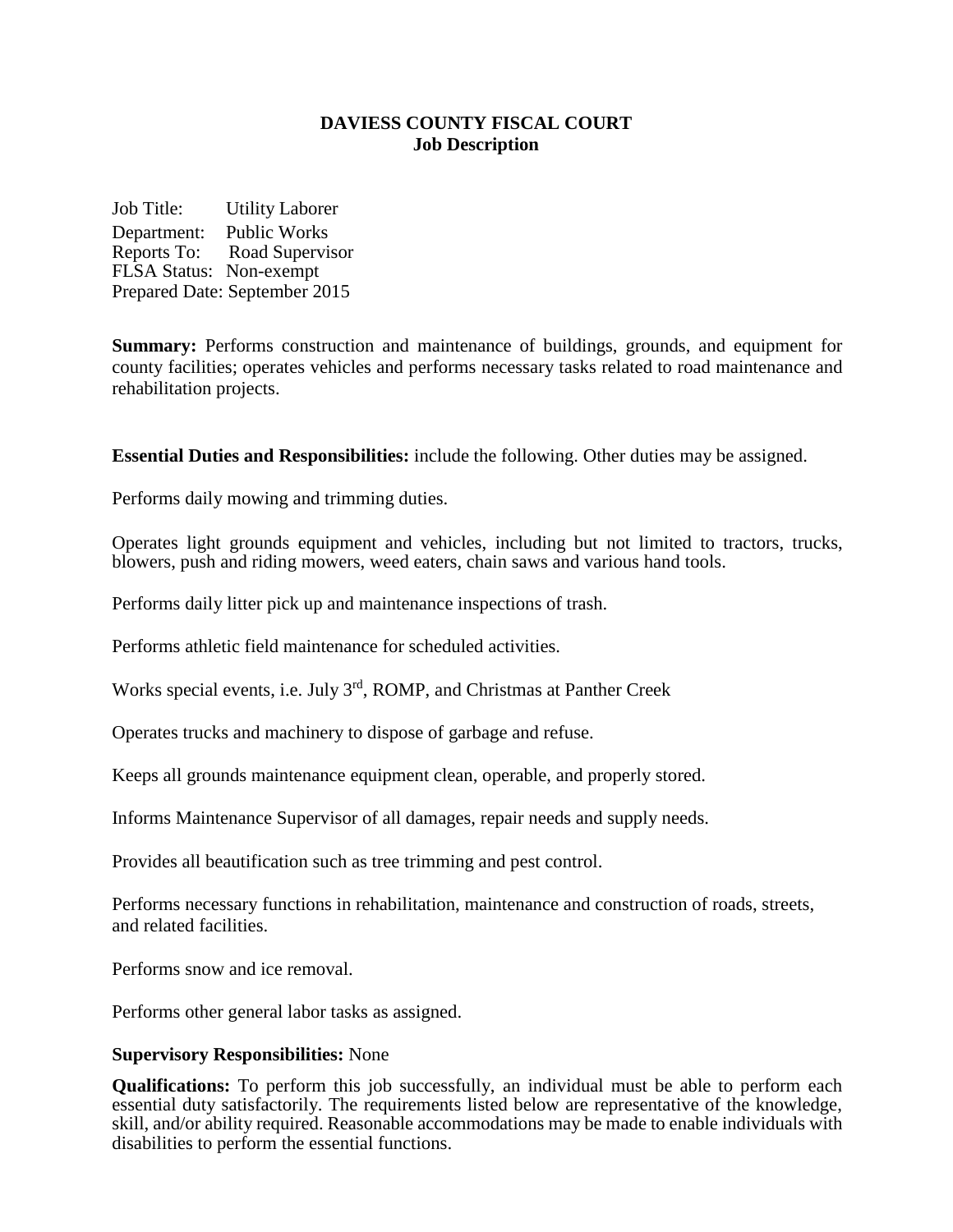# DAVIESS COUNTY FISCAL COURT
## Job Description

Job Title: Utility Laborer
Department: Public Works
Reports To: Road Supervisor
FLSA Status: Non-exempt
Prepared Date: September 2015

**Summary:** Performs construction and maintenance of buildings, grounds, and equipment for county facilities; operates vehicles and performs necessary tasks related to road maintenance and rehabilitation projects.

**Essential Duties and Responsibilities:** include the following. Other duties may be assigned.

Performs daily mowing and trimming duties.

Operates light grounds equipment and vehicles, including but not limited to tractors, trucks, blowers, push and riding mowers, weed eaters, chain saws and various hand tools.

Performs daily litter pick up and maintenance inspections of trash.

Performs athletic field maintenance for scheduled activities.

Works special events, i.e. July 3rd, ROMP, and Christmas at Panther Creek

Operates trucks and machinery to dispose of garbage and refuse.

Keeps all grounds maintenance equipment clean, operable, and properly stored.

Informs Maintenance Supervisor of all damages, repair needs and supply needs.

Provides all beautification such as tree trimming and pest control.

Performs necessary functions in rehabilitation, maintenance and construction of roads, streets, and related facilities.

Performs snow and ice removal.

Performs other general labor tasks as assigned.

**Supervisory Responsibilities:** None

**Qualifications:** To perform this job successfully, an individual must be able to perform each essential duty satisfactorily. The requirements listed below are representative of the knowledge, skill, and/or ability required. Reasonable accommodations may be made to enable individuals with disabilities to perform the essential functions.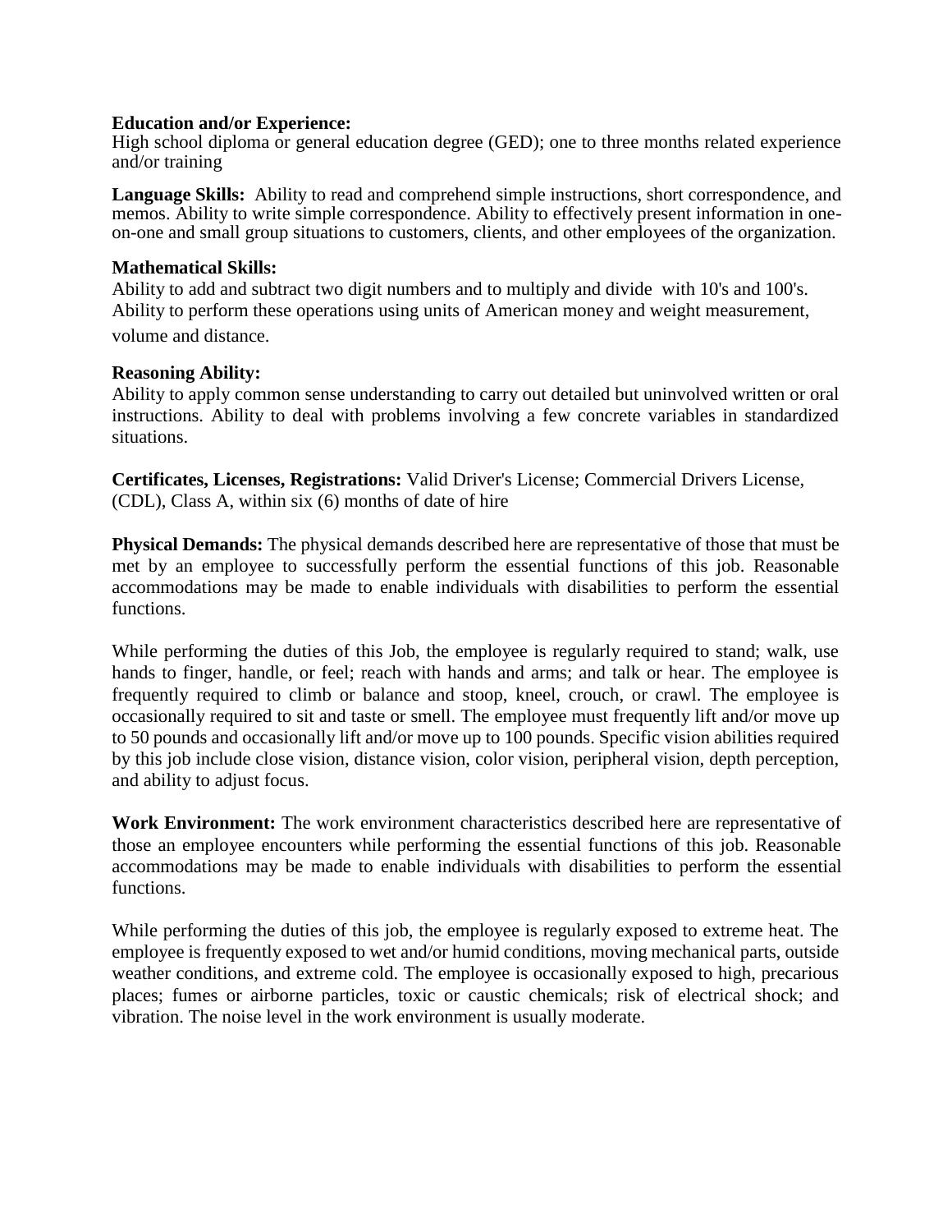**Education and/or Experience:**
High school diploma or general education degree (GED); one to three months related experience and/or training

**Language Skills:** Ability to read and comprehend simple instructions, short correspondence, and memos. Ability to write simple correspondence. Ability to effectively present information in one-on-one and small group situations to customers, clients, and other employees of the organization.

**Mathematical Skills:**
Ability to add and subtract two digit numbers and to multiply and divide with 10's and 100's. Ability to perform these operations using units of American money and weight measurement, volume and distance.

**Reasoning Ability:**
Ability to apply common sense understanding to carry out detailed but uninvolved written or oral instructions. Ability to deal with problems involving a few concrete variables in standardized situations.

**Certificates, Licenses, Registrations:** Valid Driver's License; Commercial Drivers License, (CDL), Class A, within six (6) months of date of hire

**Physical Demands:** The physical demands described here are representative of those that must be met by an employee to successfully perform the essential functions of this job. Reasonable accommodations may be made to enable individuals with disabilities to perform the essential functions.

While performing the duties of this Job, the employee is regularly required to stand; walk, use hands to finger, handle, or feel; reach with hands and arms; and talk or hear. The employee is frequently required to climb or balance and stoop, kneel, crouch, or crawl. The employee is occasionally required to sit and taste or smell. The employee must frequently lift and/or move up to 50 pounds and occasionally lift and/or move up to 100 pounds. Specific vision abilities required by this job include close vision, distance vision, color vision, peripheral vision, depth perception, and ability to adjust focus.

**Work Environment:** The work environment characteristics described here are representative of those an employee encounters while performing the essential functions of this job. Reasonable accommodations may be made to enable individuals with disabilities to perform the essential functions.

While performing the duties of this job, the employee is regularly exposed to extreme heat. The employee is frequently exposed to wet and/or humid conditions, moving mechanical parts, outside weather conditions, and extreme cold. The employee is occasionally exposed to high, precarious places; fumes or airborne particles, toxic or caustic chemicals; risk of electrical shock; and vibration. The noise level in the work environment is usually moderate.